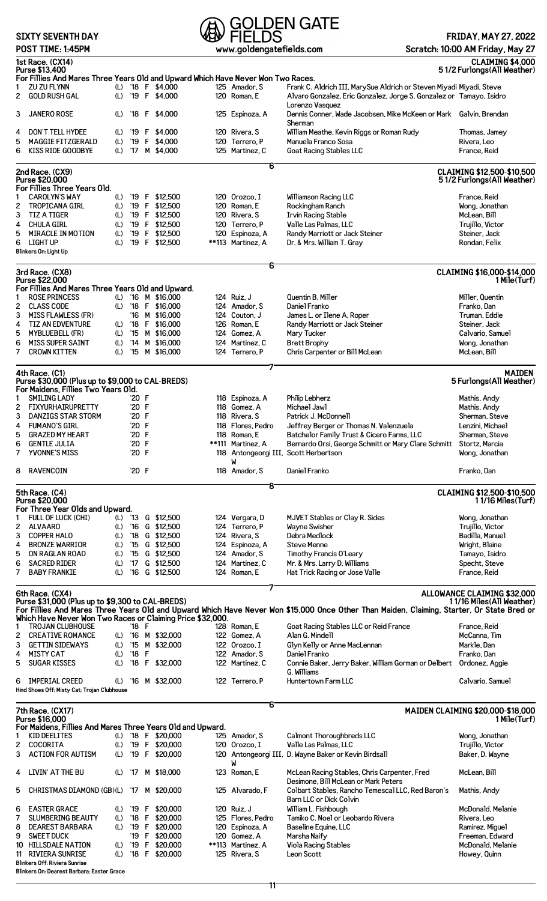# GOLDEN GATE FIELDS

**SIXTY SEVENTH DAY** | **FRIDAY, MAY 27, 2022**

**POST TIME: 1:45PM** | www.goldengatefields.com | Scratch: 10:00 AM Friday, May 27

## 1st Race. (CX14)
**CLAIMING $4,000** — 5 1/2 Furlongs(All Weather)

Purse $13,400

For Fillies And Mares Three Years Old and Upward Which Have Never Won Two Races.

| # | Horse | | Year | Sex | Claim | Wt | Jockey | Owner | Trainer |
|---|---|---|---|---|---|---|---|---|---|
| 1 | ZU ZU FLYNN | (L) | '18 | F | $4,000 | 125 | Amador, S | Frank C. Aldrich III, MarySue Aldrich or Steven Miyadi | Miyadi, Steve |
| 2 | GOLD RUSH GAL | (L) | '19 | F | $4,000 | 120 | Roman, E | Alvaro Gonzalez, Eric Gonzalez, Jorge S. Gonzalez or Lorenzo Vasquez | Tamayo, Isidro |
| 3 | JANERO ROSE | (L) | '18 | F | $4,000 | 125 | Espinoza, A | Dennis Conner, Wade Jacobsen, Mike McKeen or Mark Sherman | Galvin, Brendan |
| 4 | DON'T TELL HYDEE | (L) | '19 | F | $4,000 | 120 | Rivera, S | William Meathe, Kevin Riggs or Roman Rudy | Thomas, Jamey |
| 5 | MAGGIE FITZGERALD | (L) | '19 | F | $4,000 | 120 | Terrero, P | Manuela Franco Sosa | Rivera, Leo |
| 6 | KISS RIDE GOODBYE | (L) | '17 | M | $4,000 | 125 | Martinez, C | Goat Racing Stables LLC | France, Reid |

6

## 2nd Race. (CX9)
**CLAIMING $12,500-$10,500** — 5 1/2 Furlongs(All Weather)

Purse $20,000

For Fillies Three Years Old.

| # | Horse | | Year | Sex | Claim | Wt | Jockey | Owner | Trainer |
|---|---|---|---|---|---|---|---|---|---|
| 1 | CAROLYN'S WAY | (L) | '19 | F | $12,500 | 120 | Orozco, I | Williamson Racing LLC | France, Reid |
| 2 | TROPICANA GIRL | (L) | '19 | F | $12,500 | 120 | Roman, E | Rockingham Ranch | Wong, Jonathan |
| 3 | TIZ A TIGER | (L) | '19 | F | $12,500 | 120 | Rivera, S | Irvin Racing Stable | McLean, Bill |
| 4 | CHULA GIRL | (L) | '19 | F | $12,500 | 120 | Terrero, P | Valle Las Palmas, LLC | Trujillo, Victor |
| 5 | MIRACLE IN MOTION | (L) | '19 | F | $12,500 | 120 | Espinoza, A | Randy Marriott or Jack Steiner | Steiner, Jack |
| 6 | LIGHT UP | (L) | '19 | F | $12,500 | **113 | Martinez, A | Dr. & Mrs. William T. Gray | Rondan, Felix |

Blinkers On: Light Up

6

## 3rd Race. (CX8)
**CLAIMING $16,000-$14,000** — 1 Mile(Turf)

Purse $22,000

For Fillies And Mares Three Years Old and Upward.

| # | Horse | | Year | Sex | Claim | Wt | Jockey | Owner | Trainer |
|---|---|---|---|---|---|---|---|---|---|
| 1 | ROSE PRINCESS | (L) | '16 | M | $16,000 | 124 | Ruiz, J | Quentin B. Miller | Miller, Quentin |
| 2 | CLASS CODE | (L) | '18 | F | $16,000 | 124 | Amador, S | Daniel Franko | Franko, Dan |
| 3 | MISS FLAWLESS (FR) | | '16 | M | $16,000 | 124 | Couton, J | James L. or Ilene A. Roper | Truman, Eddie |
| 4 | TIZ AN EDVENTURE | (L) | '18 | F | $16,000 | 126 | Roman, E | Randy Marriott or Jack Steiner | Steiner, Jack |
| 5 | MYBLUEBELL (FR) | (L) | '15 | M | $16,000 | 124 | Gomez, A | Mary Tucker | Calvario, Samuel |
| 6 | MISS SUPER SAINT | (L) | '14 | M | $16,000 | 124 | Martinez, C | Brett Brophy | Wong, Jonathan |
| 7 | CROWN KITTEN | (L) | '15 | M | $16,000 | 124 | Terrero, P | Chris Carpenter or Bill McLean | McLean, Bill |

7

## 4th Race. (C1)
**MAIDEN** — 5 Furlongs(All Weather)

Purse $30,000 (Plus up to $9,000 to CAL-BREDS)

For Maidens, Fillies Two Years Old.

| # | Horse | Year | Sex | Wt | Jockey | Owner | Trainer |
|---|---|---|---|---|---|---|---|
| 1 | SMILING LADY | '20 | F | 118 | Espinoza, A | Philip Lebherz | Mathis, Andy |
| 2 | FIXYURHAIRUPRETTY | '20 | F | 118 | Gomez, A | Michael Jawl | Mathis, Andy |
| 3 | DANZIGS STAR STORM | '20 | F | 118 | Rivera, S | Patrick J. McDonnell | Sherman, Steve |
| 4 | FUMANO'S GIRL | '20 | F | 118 | Flores, Pedro | Jeffrey Berger or Thomas N. Valenzuela | Lenzini, Michael |
| 5 | GRAZED MY HEART | '20 | F | 118 | Roman, E | Batchelor Family Trust & Cicero Farms, LLC | Sherman, Steve |
| 6 | GENTLE JULIA | '20 | F | **111 | Martinez, A | Bernardo Orsi, George Schmitt or Mary Clare Schmitt | Stortz, Marcia |
| 7 | YVONNE'S MISS | '20 | F | 118 | Antongeorgi III, W | Scott Herbertson | Wong, Jonathan |
| 8 | RAVENCOIN | '20 | F | 118 | Amador, S | Daniel Franko | Franko, Dan |

8

## 5th Race. (C4)
**CLAIMING $12,500-$10,500** — 1 1/16 Miles(Turf)

Purse $20,000

For Three Year Olds and Upward.

| # | Horse | | Year | Sex | Claim | Wt | Jockey | Owner | Trainer |
|---|---|---|---|---|---|---|---|---|---|
| 1 | FULL OF LUCK (CHI) | (L) | '13 | G | $12,500 | 124 | Vergara, D | MJVET Stables or Clay R. Sides | Wong, Jonathan |
| 2 | ALVAARO | (L) | '16 | G | $12,500 | 124 | Terrero, P | Wayne Swisher | Trujillo, Victor |
| 3 | COPPER HALO | (L) | '18 | G | $12,500 | 124 | Rivera, S | Debra Medlock | Badilla, Manuel |
| 4 | BRONZE WARRIOR | (L) | '15 | G | $12,500 | 124 | Espinoza, A | Steve Menne | Wright, Blaine |
| 5 | ON RAGLAN ROAD | (L) | '15 | G | $12,500 | 124 | Amador, S | Timothy Francis O'Leary | Tamayo, Isidro |
| 6 | SACRED RIDER | (L) | '17 | G | $12,500 | 124 | Martinez, C | Mr. & Mrs. Larry D. Williams | Specht, Steve |
| 7 | BABY FRANKIE | (L) | '16 | G | $12,500 | 124 | Roman, E | Hat Trick Racing or Jose Valle | France, Reid |

7

## 6th Race. (CX4)
**ALLOWANCE CLAIMING $32,000** — 1 1/16 Miles(All Weather)

Purse $31,000 (Plus up to $9,300 to CAL-BREDS)

For Fillies And Mares Three Years Old and Upward Which Have Never Won $15,000 Once Other Than Maiden, Claiming, Starter, Or State Bred or Which Have Never Won Two Races or Claiming Price $32,000.

| # | Horse | | Year | Sex | Claim | Wt | Jockey | Owner | Trainer |
|---|---|---|---|---|---|---|---|---|---|
| 1 | TROJAN CLUBHOUSE | | '18 | F | | 128 | Roman, E | Goat Racing Stables LLC or Reid France | France, Reid |
| 2 | CREATIVE ROMANCE | (L) | '16 | M | $32,000 | 122 | Gomez, A | Alan G. Mindell | McCanna, Tim |
| 3 | GETTIN SIDEWAYS | (L) | '15 | M | $32,000 | 122 | Orozco, I | Glyn Kelly or Anne MacLennan | Markle, Dan |
| 4 | MISTY CAT | (L) | '18 | F | | 122 | Amador, S | Daniel Franko | Franko, Dan |
| 5 | SUGAR KISSES | (L) | '18 | F | $32,000 | 122 | Martinez, C | Connie Baker, Jerry Baker, William Gorman or Delbert G. Williams | Ordonez, Aggie |
| 6 | IMPERIAL CREED | (L) | '16 | M | $32,000 | 122 | Terrero, P | Huntertown Farm LLC | Calvario, Samuel |

Hind Shoes Off: Misty Cat; Trojan Clubhouse

6

## 7th Race. (CX17)
**MAIDEN CLAIMING $20,000-$18,000** — 1 Mile(Turf)

Purse $16,000

For Maidens, Fillies And Mares Three Years Old and Upward.

| # | Horse | | Year | Sex | Claim | Wt | Jockey | Owner | Trainer |
|---|---|---|---|---|---|---|---|---|---|
| 1 | KID DEELITES | (L) | '18 | F | $20,000 | 125 | Amador, S | Calmont Thoroughbreds LLC | Wong, Jonathan |
| 2 | COCORITA | (L) | '19 | F | $20,000 | 120 | Orozco, I | Valle Las Palmas, LLC | Trujillo, Victor |
| 3 | ACTION FOR AUTISM | (L) | '19 | F | $20,000 | 120 | Antongeorgi III, W | D. Wayne Baker or Kevin Birdsall | Baker, D. Wayne |
| 4 | LIVIN' AT THE BU | (L) | '17 | M | $18,000 | 123 | Roman, E | McLean Racing Stables, Chris Carpenter, Fred Desimone, Bill McLean or Mark Peters | McLean, Bill |
| 5 | CHRISTMAS DIAMOND (GB) | (L) | '17 | M | $20,000 | 125 | Alvarado, F | Colbart Stables, Rancho Temescal LLC, Red Baron's Barn LLC or Dick Colvin | Mathis, Andy |
| 6 | EASTER GRACE | (L) | '19 | F | $20,000 | 120 | Ruiz, J | William L. Fishbough | McDonald, Melanie |
| 7 | SLUMBERING BEAUTY | (L) | '18 | F | $20,000 | 125 | Flores, Pedro | Tamiko C. Noel or Leobardo Rivera | Rivera, Leo |
| 8 | DEAREST BARBARA | (L) | '19 | F | $20,000 | 120 | Espinoza, A | Baseline Equine, LLC | Ramirez, Miguel |
| 9 | SWEET DUCK | | '19 | F | $20,000 | 120 | Gomez, A | Marsha Naify | Freeman, Edward |
| 10 | HILLSDALE NATION | (L) | '19 | F | $20,000 | **113 | Martinez, A | Viola Racing Stables | McDonald, Melanie |
| 11 | RIVIERA SUNRISE | (L) | '18 | F | $20,000 | 125 | Rivera, S | Leon Scott | Howey, Quinn |

Blinkers Off: Riviera Sunrise

Blinkers On: Dearest Barbara; Easter Grace

11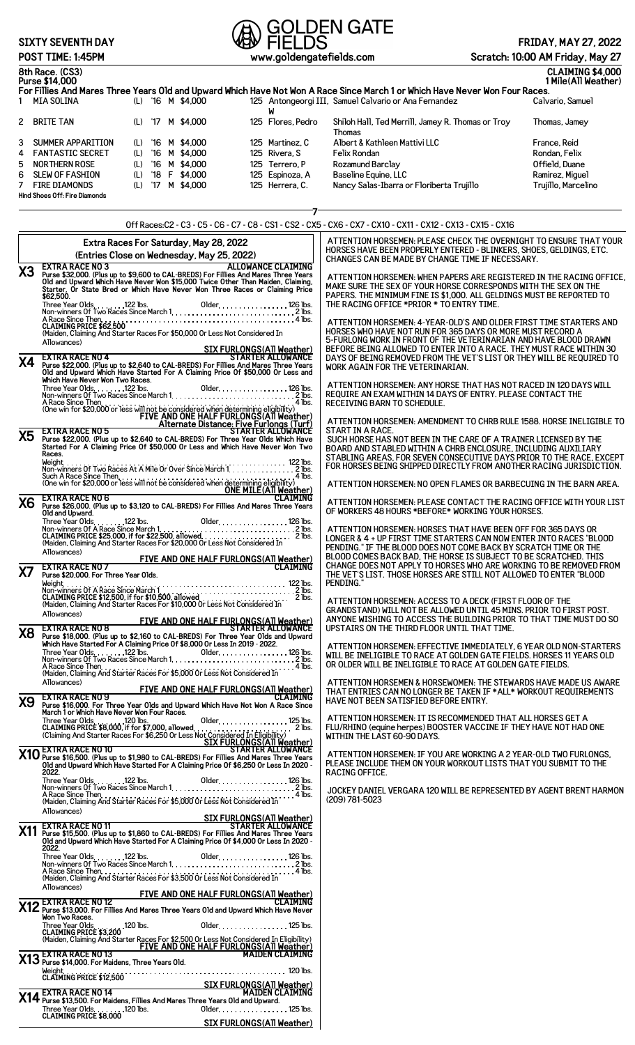SIXTY SEVENTH DAY | GOLDEN GATE FIELDS | FRIDAY, MAY 27, 2022

POST TIME: 1:45PM | www.goldengatefields.com | Scratch: 10:00 AM Friday, May 27

## 8th Race. (CS3) — CLAIMING $4,000

**Purse $14,000** — 1 Mile(All Weather)

**For Fillies And Mares Three Years Old and Upward Which Have Not Won A Race Since March 1 or Which Have Never Won Four Races.**

| # | Horse | | | | | Wt | Jockey | Owner | Trainer |
|---|---|---|---|---|---|---|---|---|---|
| 1 | MIA SOLINA | (L) | '16 | M | $4,000 | 125 | Antongeorgi III, W | Samuel Calvario or Ana Fernandez | Calvario, Samuel |
| 2 | BRITE TAN | (L) | '17 | M | $4,000 | 125 | Flores, Pedro | Shiloh Hall, Ted Merrill, Jamey R. Thomas or Troy Thomas | Thomas, Jamey |
| 3 | SUMMER APPARITION | (L) | '16 | M | $4,000 | 125 | Martinez, C | Albert & Kathleen Mattivi LLC | France, Reid |
| 4 | FANTASTIC SECRET | (L) | '16 | M | $4,000 | 125 | Rivera, S | Felix Rondan | Rondan, Felix |
| 5 | NORTHERN ROSE | (L) | '16 | M | $4,000 | 125 | Terrero, P | Rozamund Barclay | Offield, Duane |
| 6 | SLEW OF FASHION | (L) | '18 | F | $4,000 | 125 | Espinoza, A | Baseline Equine, LLC | Ramirez, Miguel |
| 7 | FIRE DIAMONDS | (L) | '17 | M | $4,000 | 125 | Herrera, C. | Nancy Salas-Ibarra or Floriberta Trujillo | Trujillo, Marcelino |

Hind Shoes Off: Fire Diamonds

7

Off Races:C2 - C3 - C5 - C6 - C7 - C8 - CS1 - CS2 - CX5 - CX6 - CX7 - CX10 - CX11 - CX12 - CX13 - CX15 - CX16

## Extra Races For Saturday, May 28, 2022

**(Entries Close on Wednesday, May 25, 2022)**

### X3 EXTRA RACE NO 3 — ALLOWANCE CLAIMING

Purse $32,000. (Plus up to $9,600 to CAL-BREDS) For Fillies And Mares Three Years Old and Upward Which Have Never Won $15,000 Twice Other Than Maiden, Claiming, Starter, Or State Bred or Which Have Never Won Three Races or Claiming Price $62,500.

Three Year Olds. . . . . . . 122 lbs. Older. . . . . . . 126 lbs.
Non-winners Of Two Races Since March 1. . . . . . . 2 lbs.
A Race Since Then. . . . . . . 4 lbs.
CLAIMING PRICE $62,500
(Maiden, Claiming And Starter Races For $50,000 Or Less Not Considered In Allowances)

SIX FURLONGS(All Weather)

### X4 EXTRA RACE NO 4 — STARTER ALLOWANCE

Purse $22,000. (Plus up to $2,640 to CAL-BREDS) For Fillies And Mares Three Years Old and Upward Which Have Started For A Claiming Price Of $50,000 Or Less and Which Have Never Won Two Races.

Three Year Olds. . . . . . . 122 lbs. Older. . . . . . . 126 lbs.
Non-winners Of Two Races Since March 1. . . . . . . 2 lbs.
A Race Since Then. . . . . . . 4 lbs.
(One win for $20,000 or less will not be considered when determining eligibility)

FIVE AND ONE HALF FURLONGS(All Weather)
Alternate Distance: Five Furlongs (Turf)

### X5 EXTRA RACE NO 5 — STARTER ALLOWANCE

Purse $22,000. (Plus up to $2,640 to CAL-BREDS) For Three Year Olds Which Have Started For A Claiming Price Of $50,000 Or Less and Which Have Never Won Two Races.

Weight. . . . . . . 122 lbs.
Non-winners Of Two Races At A Mile Or Over Since March 1. . . . . . . 2 lbs.
Such A Race Since Then. . . . . . . 4 lbs.
(One win for $20,000 or less will not be considered when determining eligibility)

ONE MILE(All Weather)

### X6 EXTRA RACE NO 6 — CLAIMING

Purse $26,000. (Plus up to $3,120 to CAL-BREDS) For Fillies And Mares Three Years Old and Upward.

Three Year Olds. . . . . . . 122 lbs. Older. . . . . . . 126 lbs.
Non-winners Of A Race Since March 1. . . . . . . 2 lbs.
CLAIMING PRICE $25,000, if for $22,500, allowed. . . . . . . 2 lbs.
(Maiden, Claiming And Starter Races For $20,000 Or Less Not Considered In Allowances)

FIVE AND ONE HALF FURLONGS(All Weather)

### X7 EXTRA RACE NO 7 — CLAIMING

Purse $20,000. For Three Year Olds.

Weight. . . . . . . 122 lbs.
Non-winners Of A Race Since March 1. . . . . . . 2 lbs.
CLAIMING PRICE $12,500, if for $10,500, allowed. . . . . . . 2 lbs.
(Maiden, Claiming And Starter Races For $10,000 Or Less Not Considered In Allowances)

FIVE AND ONE HALF FURLONGS(All Weather)

### X8 EXTRA RACE NO 8 — STARTER ALLOWANCE

Purse $18,000. (Plus up to $2,160 to CAL-BREDS) For Three Year Olds and Upward Which Have Started For A Claiming Price Of $8,000 Or Less In 2019 - 2022.

Three Year Olds. . . . . . . 122 lbs. Older. . . . . . . 126 lbs.
Non-winners Of Two Races Since March 1. . . . . . . 2 lbs.
A Race Since Then. . . . . . . 4 lbs.
(Maiden, Claiming And Starter Races For $5,000 Or Less Not Considered In Allowances)

FIVE AND ONE HALF FURLONGS(All Weather)

### X9 EXTRA RACE NO 9 — CLAIMING

Purse $16,000. For Three Year Olds and Upward Which Have Not Won A Race Since March 1 or Which Have Never Won Four Races.

Three Year Olds. . . . . . . 120 lbs. Older. . . . . . . 125 lbs.
CLAIMING PRICE $8,000, if for $7,000, allowed. . . . . . . 2 lbs.
(Claiming And Starter Races For $6,250 Or Less Not Considered In Eligibility)

SIX FURLONGS(All Weather)

### X10 EXTRA RACE NO 10 — STARTER ALLOWANCE

Purse $16,500. (Plus up to $1,980 to CAL-BREDS) For Fillies And Mares Three Years Old and Upward Which Have Started For A Claiming Price Of $6,250 Or Less In 2020 - 2022.

Three Year Olds. . . . . . . 122 lbs. Older. . . . . . . 126 lbs.
Non-winners Of Two Races Since March 1. . . . . . . 2 lbs.
A Race Since Then. . . . . . . 4 lbs.
(Maiden, Claiming And Starter Races For $5,000 Or Less Not Considered In Allowances)

SIX FURLONGS(All Weather)

### X11 EXTRA RACE NO 11 — STARTER ALLOWANCE

Purse $15,500. (Plus up to $1,860 to CAL-BREDS) For Fillies And Mares Three Years Old and Upward Which Have Started For A Claiming Price Of $4,000 Or Less In 2020 - 2022.

Three Year Olds. . . . . . . 122 lbs. Older. . . . . . . 126 lbs.
Non-winners Of Two Races Since March 1. . . . . . . 2 lbs.
A Race Since Then. . . . . . . 4 lbs.
(Maiden, Claiming And Starter Races For $3,500 Or Less Not Considered In Allowances)

FIVE AND ONE HALF FURLONGS(All Weather)

### X12 EXTRA RACE NO 12 — CLAIMING

Purse $13,000. For Fillies And Mares Three Years Old and Upward Which Have Never Won Two Races.

Three Year Olds. . . . . . . 120 lbs. Older. . . . . . . 125 lbs.
CLAIMING PRICE $3,200
(Maiden, Claiming And Starter Races For $2,500 Or Less Not Considered In Eligibility)

FIVE AND ONE HALF FURLONGS(All Weather)

### X13 EXTRA RACE NO 13 — MAIDEN CLAIMING

Purse $14,000. For Maidens, Three Years Old.

Weight. . . . . . . 120 lbs.
CLAIMING PRICE $12,500

SIX FURLONGS(All Weather)

### X14 EXTRA RACE NO 14 — MAIDEN CLAIMING

Purse $13,500. For Maidens, Fillies And Mares Three Years Old and Upward.

Three Year Olds. . . . . . . 120 lbs. Older. . . . . . . 125 lbs.
CLAIMING PRICE $8,000

SIX FURLONGS(All Weather)

---

ATTENTION HORSEMEN: PLEASE CHECK THE OVERNIGHT TO ENSURE THAT YOUR HORSES HAVE BEEN PROPERLY ENTERED - BLINKERS, SHOES, GELDINGS, ETC. CHANGES CAN BE MADE BY CHANGE TIME IF NECESSARY.

ATTENTION HORSEMEN: WHEN PAPERS ARE REGISTERED IN THE RACING OFFICE, MAKE SURE THE SEX OF YOUR HORSE CORRESPONDS WITH THE SEX ON THE PAPERS. THE MINIMUM FINE IS $1,000. ALL GELDINGS MUST BE REPORTED TO THE RACING OFFICE *PRIOR* TO ENTRY TIME.

ATTENTION HORSEMEN: 4-YEAR-OLD'S AND OLDER FIRST TIME STARTERS AND HORSES WHO HAVE NOT RUN FOR 365 DAYS OR MORE MUST RECORD A 5-FURLONG WORK IN FRONT OF THE VETERINARIAN AND HAVE BLOOD DRAWN BEFORE BEING ALLOWED TO ENTER INTO A RACE. THEY MUST RACE WITHIN 30 DAYS OF BEING REMOVED FROM THE VET'S LIST OR THEY WILL BE REQUIRED TO WORK AGAIN FOR THE VETERINARIAN.

ATTENTION HORSEMEN: ANY HORSE THAT HAS NOT RACED IN 120 DAYS WILL REQUIRE AN EXAM WITHIN 14 DAYS OF ENTRY. PLEASE CONTACT THE RECEIVING BARN TO SCHEDULE.

ATTENTION HORSEMEN: AMENDMENT TO CHRB RULE 1588. HORSE INELIGIBLE TO START IN A RACE.
SUCH HORSE HAS NOT BEEN IN THE CARE OF A TRAINER LICENSED BY THE BOARD AND STABLED WITHIN A CHRB ENCLOSURE, INCLUDING AUXILIARY STABLING AREAS, FOR SEVEN CONSECUTIVE DAYS PRIOR TO THE RACE, EXCEPT FOR HORSES BEING SHIPPED DIRECTLY FROM ANOTHER RACING JURISDICTION.

ATTENTION HORSEMEN: NO OPEN FLAMES OR BARBECUING IN THE BARN AREA.

ATTENTION HORSEMEN: PLEASE CONTACT THE RACING OFFICE WITH YOUR LIST OF WORKERS 48 HOURS *BEFORE* WORKING YOUR HORSES.

ATTENTION HORSEMEN: HORSES THAT HAVE BEEN OFF FOR 365 DAYS OR LONGER & 4 + UP FIRST TIME STARTERS CAN NOW ENTER INTO RACES "BLOOD PENDING." IF THE BLOOD DOES NOT COME BACK BY SCRATCH TIME OR THE BLOOD COMES BACK BAD, THE HORSE IS SUBJECT TO BE SCRATCHED. THIS CHANGE DOES NOT APPLY TO HORSES WHO ARE WORKING TO BE REMOVED FROM THE VET'S LIST. THOSE HORSES ARE STILL NOT ALLOWED TO ENTER "BLOOD PENDING."

ATTENTION HORSEMEN: ACCESS TO A DECK (FIRST FLOOR OF THE GRANDSTAND) WILL NOT BE ALLOWED UNTIL 45 MINS. PRIOR TO FIRST POST. ANYONE WISHING TO ACCESS THE BUILDING PRIOR TO THAT TIME MUST DO SO UPSTAIRS ON THE THIRD FLOOR UNTIL THAT TIME.

ATTENTION HORSEMEN: EFFECTIVE IMMEDIATELY, 6 YEAR OLD NON-STARTERS WILL BE INELIGIBLE TO RACE AT GOLDEN GATE FIELDS. HORSES 11 YEARS OLD OR OLDER WILL BE INELIGIBLE TO RACE AT GOLDEN GATE FIELDS.

ATTENTION HORSEMEN & HORSEWOMEN: THE STEWARDS HAVE MADE US AWARE THAT ENTRIES CAN NO LONGER BE TAKEN IF *ALL* WORKOUT REQUIREMENTS HAVE NOT BEEN SATISFIED BEFORE ENTRY.

ATTENTION HORSEMEN: IT IS RECOMMENDED THAT ALL HORSES GET A FLU/RHINO (equine herpes) BOOSTER VACCINE IF THEY HAVE NOT HAD ONE WITHIN THE LAST 60-90 DAYS.

ATTENTION HORSEMEN: IF YOU ARE WORKING A 2 YEAR-OLD TWO FURLONGS, PLEASE INCLUDE THEM ON YOUR WORKOUT LISTS THAT YOU SUBMIT TO THE RACING OFFICE.

JOCKEY DANIEL VERGARA 120 WILL BE REPRESENTED BY AGENT BRENT HARMON (209) 781-5023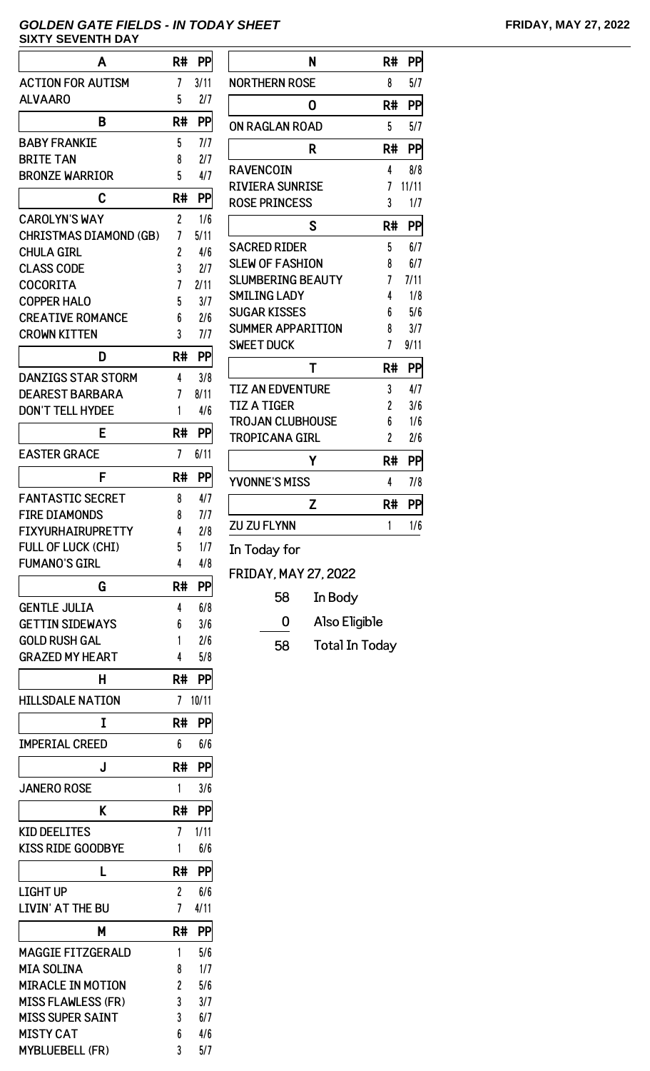## GOLDEN GATE FIELDS - IN TODAY SHEET

**SIXTY SEVENTH DAY**

**FRIDAY, MAY 27, 2022**

| A | R# | PP |
|---|---|---|
| ACTION FOR AUTISM | 7 | 3/11 |
| ALVAARO | 5 | 2/7 |
| **B** | **R#** | **PP** |
| BABY FRANKIE | 5 | 7/7 |
| BRITE TAN | 8 | 2/7 |
| BRONZE WARRIOR | 5 | 4/7 |
| **C** | **R#** | **PP** |
| CAROLYN'S WAY | 2 | 1/6 |
| CHRISTMAS DIAMOND (GB) | 7 | 5/11 |
| CHULA GIRL | 2 | 4/6 |
| CLASS CODE | 3 | 2/7 |
| COCORITA | 7 | 2/11 |
| COPPER HALO | 5 | 3/7 |
| CREATIVE ROMANCE | 6 | 2/6 |
| CROWN KITTEN | 3 | 7/7 |
| **D** | **R#** | **PP** |
| DANZIGS STAR STORM | 4 | 3/8 |
| DEAREST BARBARA | 7 | 8/11 |
| DON'T TELL HYDEE | 1 | 4/6 |
| **E** | **R#** | **PP** |
| EASTER GRACE | 7 | 6/11 |
| **F** | **R#** | **PP** |
| FANTASTIC SECRET | 8 | 4/7 |
| FIRE DIAMONDS | 8 | 7/7 |
| FIXYURHAIRUPRETTY | 4 | 2/8 |
| FULL OF LUCK (CHI) | 5 | 1/7 |
| FUMANO'S GIRL | 4 | 4/8 |
| **G** | **R#** | **PP** |
| GENTLE JULIA | 4 | 6/8 |
| GETTIN SIDEWAYS | 6 | 3/6 |
| GOLD RUSH GAL | 1 | 2/6 |
| GRAZED MY HEART | 4 | 5/8 |
| **H** | **R#** | **PP** |
| HILLSDALE NATION | 7 | 10/11 |
| **I** | **R#** | **PP** |
| IMPERIAL CREED | 6 | 6/6 |
| **J** | **R#** | **PP** |
| JANERO ROSE | 1 | 3/6 |
| **K** | **R#** | **PP** |
| KID DEELITES | 7 | 1/11 |
| KISS RIDE GOODBYE | 1 | 6/6 |
| **L** | **R#** | **PP** |
| LIGHT UP | 2 | 6/6 |
| LIVIN' AT THE BU | 7 | 4/11 |
| **M** | **R#** | **PP** |
| MAGGIE FITZGERALD | 1 | 5/6 |
| MIA SOLINA | 8 | 1/7 |
| MIRACLE IN MOTION | 2 | 5/6 |
| MISS FLAWLESS (FR) | 3 | 3/7 |
| MISS SUPER SAINT | 3 | 6/7 |
| MISTY CAT | 6 | 4/6 |
| MYBLUEBELL (FR) | 3 | 5/7 |
| **N** | **R#** | **PP** |
| NORTHERN ROSE | 8 | 5/7 |
| **O** | **R#** | **PP** |
| ON RAGLAN ROAD | 5 | 5/7 |
| **R** | **R#** | **PP** |
| RAVENCOIN | 4 | 8/8 |
| RIVIERA SUNRISE | 7 | 11/11 |
| ROSE PRINCESS | 3 | 1/7 |
| **S** | **R#** | **PP** |
| SACRED RIDER | 5 | 6/7 |
| SLEW OF FASHION | 8 | 6/7 |
| SLUMBERING BEAUTY | 7 | 7/11 |
| SMILING LADY | 4 | 1/8 |
| SUGAR KISSES | 6 | 5/6 |
| SUMMER APPARITION | 8 | 3/7 |
| SWEET DUCK | 7 | 9/11 |
| **T** | **R#** | **PP** |
| TIZ AN EDVENTURE | 3 | 4/7 |
| TIZ A TIGER | 2 | 3/6 |
| TROJAN CLUBHOUSE | 6 | 1/6 |
| TROPICANA GIRL | 2 | 2/6 |
| **Y** | **R#** | **PP** |
| YVONNE'S MISS | 4 | 7/8 |
| **Z** | **R#** | **PP** |
| ZU ZU FLYNN | 1 | 1/6 |

In Today for

FRIDAY, MAY 27, 2022

| | |
|---|---|
| 58 | In Body |
| 0 | Also Eligible |
| 58 | Total In Today |